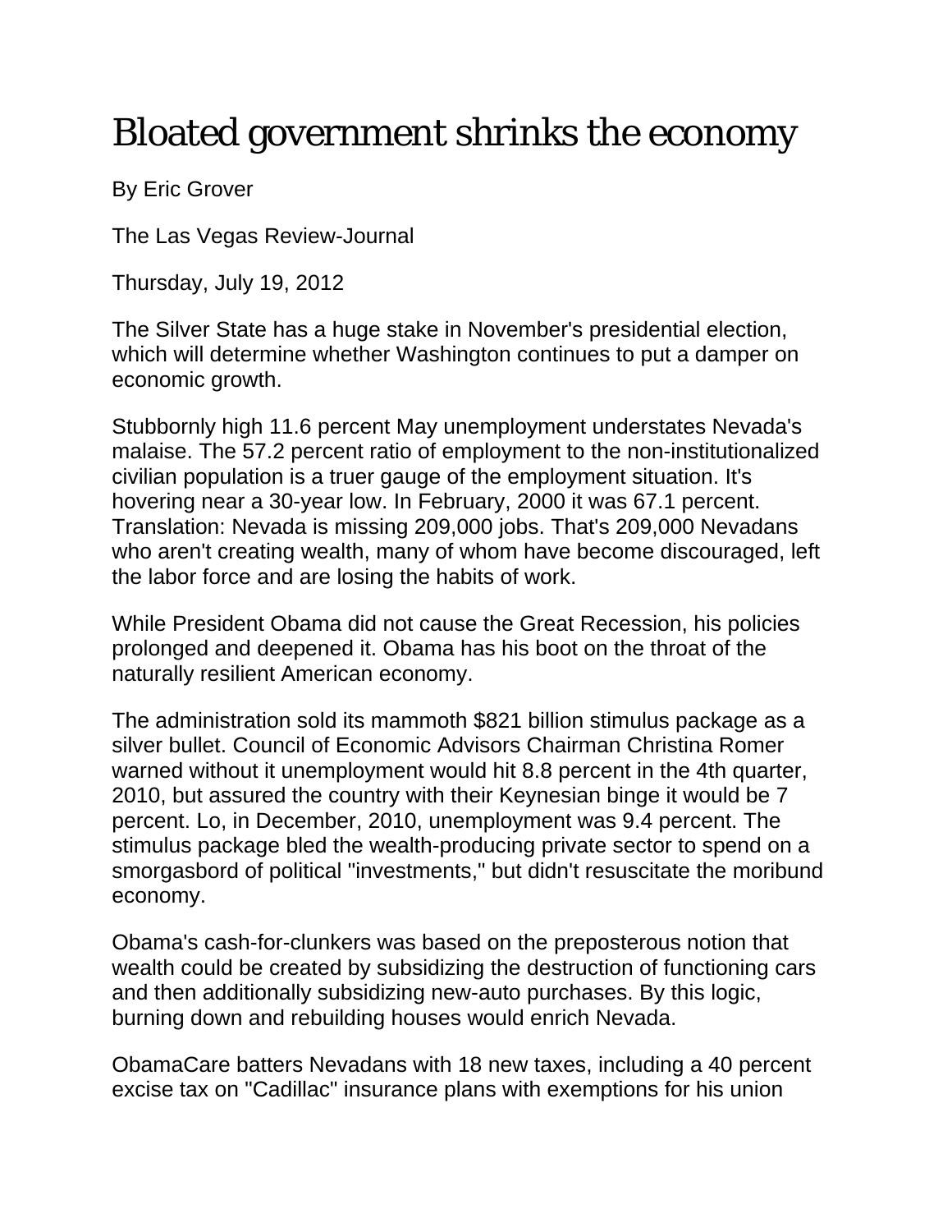# Bloated government shrinks the economy

By Eric Grover

The Las Vegas Review-Journal

Thursday, July 19, 2012

The Silver State has a huge stake in November's presidential election, which will determine whether Washington continues to put a damper on economic growth.

Stubbornly high 11.6 percent May unemployment understates Nevada's malaise. The 57.2 percent ratio of employment to the non-institutionalized civilian population is a truer gauge of the employment situation. It's hovering near a 30-year low. In February, 2000 it was 67.1 percent. Translation: Nevada is missing 209,000 jobs. That's 209,000 Nevadans who aren't creating wealth, many of whom have become discouraged, left the labor force and are losing the habits of work.

While President Obama did not cause the Great Recession, his policies prolonged and deepened it. Obama has his boot on the throat of the naturally resilient American economy.

The administration sold its mammoth $821 billion stimulus package as a silver bullet. Council of Economic Advisors Chairman Christina Romer warned without it unemployment would hit 8.8 percent in the 4th quarter, 2010, but assured the country with their Keynesian binge it would be 7 percent. Lo, in December, 2010, unemployment was 9.4 percent. The stimulus package bled the wealth-producing private sector to spend on a smorgasbord of political "investments," but didn't resuscitate the moribund economy.

Obama's cash-for-clunkers was based on the preposterous notion that wealth could be created by subsidizing the destruction of functioning cars and then additionally subsidizing new-auto purchases. By this logic, burning down and rebuilding houses would enrich Nevada.

ObamaCare batters Nevadans with 18 new taxes, including a 40 percent excise tax on "Cadillac" insurance plans with exemptions for his union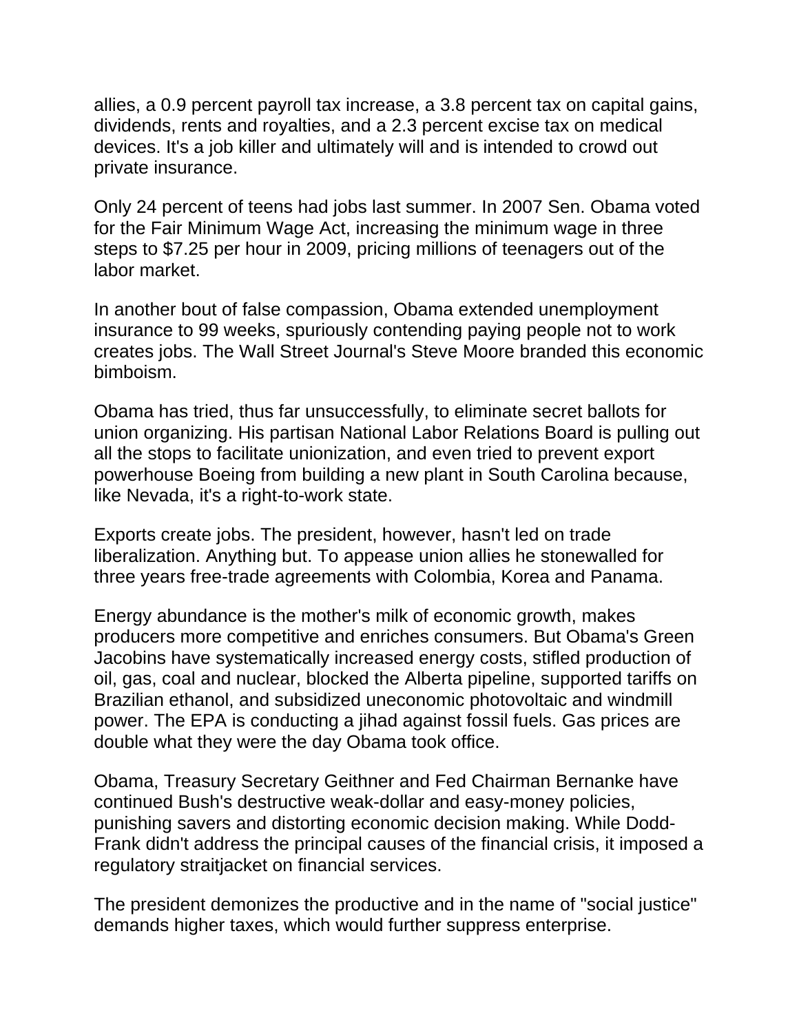allies, a 0.9 percent payroll tax increase, a 3.8 percent tax on capital gains, dividends, rents and royalties, and a 2.3 percent excise tax on medical devices. It's a job killer and ultimately will and is intended to crowd out private insurance.

Only 24 percent of teens had jobs last summer. In 2007 Sen. Obama voted for the Fair Minimum Wage Act, increasing the minimum wage in three steps to $7.25 per hour in 2009, pricing millions of teenagers out of the labor market.

In another bout of false compassion, Obama extended unemployment insurance to 99 weeks, spuriously contending paying people not to work creates jobs. The Wall Street Journal's Steve Moore branded this economic bimboism.

Obama has tried, thus far unsuccessfully, to eliminate secret ballots for union organizing. His partisan National Labor Relations Board is pulling out all the stops to facilitate unionization, and even tried to prevent export powerhouse Boeing from building a new plant in South Carolina because, like Nevada, it's a right-to-work state.

Exports create jobs. The president, however, hasn't led on trade liberalization. Anything but. To appease union allies he stonewalled for three years free-trade agreements with Colombia, Korea and Panama.

Energy abundance is the mother's milk of economic growth, makes producers more competitive and enriches consumers. But Obama's Green Jacobins have systematically increased energy costs, stifled production of oil, gas, coal and nuclear, blocked the Alberta pipeline, supported tariffs on Brazilian ethanol, and subsidized uneconomic photovoltaic and windmill power. The EPA is conducting a jihad against fossil fuels. Gas prices are double what they were the day Obama took office.

Obama, Treasury Secretary Geithner and Fed Chairman Bernanke have continued Bush's destructive weak-dollar and easy-money policies, punishing savers and distorting economic decision making. While Dodd-Frank didn't address the principal causes of the financial crisis, it imposed a regulatory straitjacket on financial services.

The president demonizes the productive and in the name of "social justice" demands higher taxes, which would further suppress enterprise.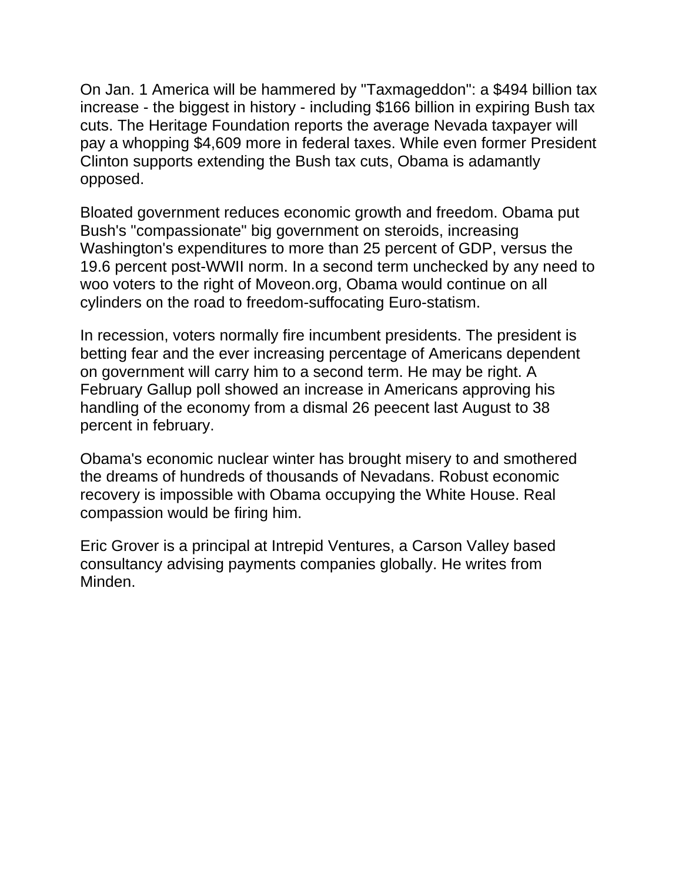On Jan. 1 America will be hammered by "Taxmageddon": a $494 billion tax increase - the biggest in history - including $166 billion in expiring Bush tax cuts. The Heritage Foundation reports the average Nevada taxpayer will pay a whopping $4,609 more in federal taxes. While even former President Clinton supports extending the Bush tax cuts, Obama is adamantly opposed.

Bloated government reduces economic growth and freedom. Obama put Bush's "compassionate" big government on steroids, increasing Washington's expenditures to more than 25 percent of GDP, versus the 19.6 percent post-WWII norm. In a second term unchecked by any need to woo voters to the right of Moveon.org, Obama would continue on all cylinders on the road to freedom-suffocating Euro-statism.

In recession, voters normally fire incumbent presidents. The president is betting fear and the ever increasing percentage of Americans dependent on government will carry him to a second term. He may be right. A February Gallup poll showed an increase in Americans approving his handling of the economy from a dismal 26 peecent last August to 38 percent in february.

Obama's economic nuclear winter has brought misery to and smothered the dreams of hundreds of thousands of Nevadans. Robust economic recovery is impossible with Obama occupying the White House. Real compassion would be firing him.

Eric Grover is a principal at Intrepid Ventures, a Carson Valley based consultancy advising payments companies globally. He writes from Minden.